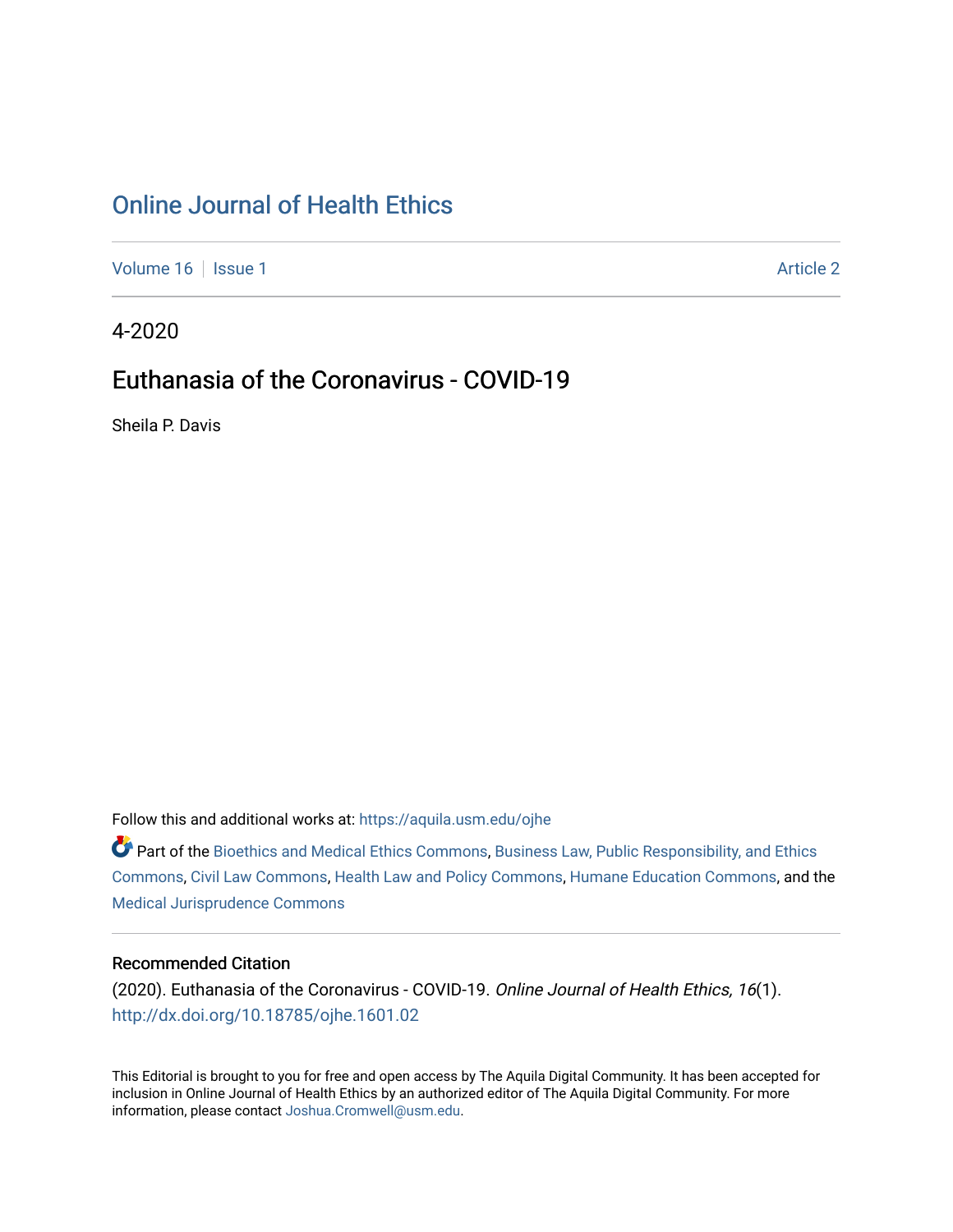# Online Journal of Health Ethics

Volume 16 | Issue 1 Article 2

4-2020

## Euthanasia of the Coronavirus - COVID-19

Sheila P. Davis

Follow this and additional works at: https://aquila.usm.edu/ojhe

Part of the Bioethics and Medical Ethics Commons, Business Law, Public Responsibility, and Ethics Commons, Civil Law Commons, Health Law and Policy Commons, Humane Education Commons, and the Medical Jurisprudence Commons

### Recommended Citation

(2020). Euthanasia of the Coronavirus - COVID-19. *Online Journal of Health Ethics, 16*(1). http://dx.doi.org/10.18785/ojhe.1601.02

This Editorial is brought to you for free and open access by The Aquila Digital Community. It has been accepted for inclusion in Online Journal of Health Ethics by an authorized editor of The Aquila Digital Community. For more information, please contact Joshua.Cromwell@usm.edu.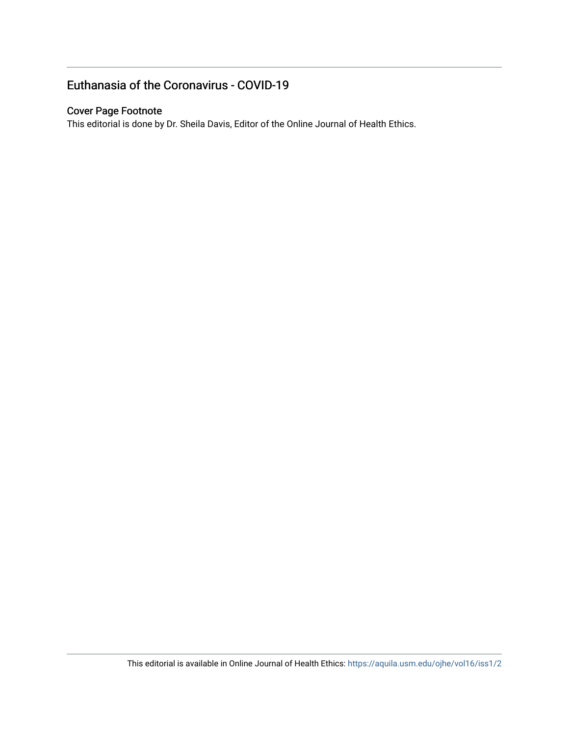# Euthanasia of the Coronavirus - COVID-19

## Cover Page Footnote

This editorial is done by Dr. Sheila Davis, Editor of the Online Journal of Health Ethics.

This editorial is available in Online Journal of Health Ethics: https://aquila.usm.edu/ojhe/vol16/iss1/2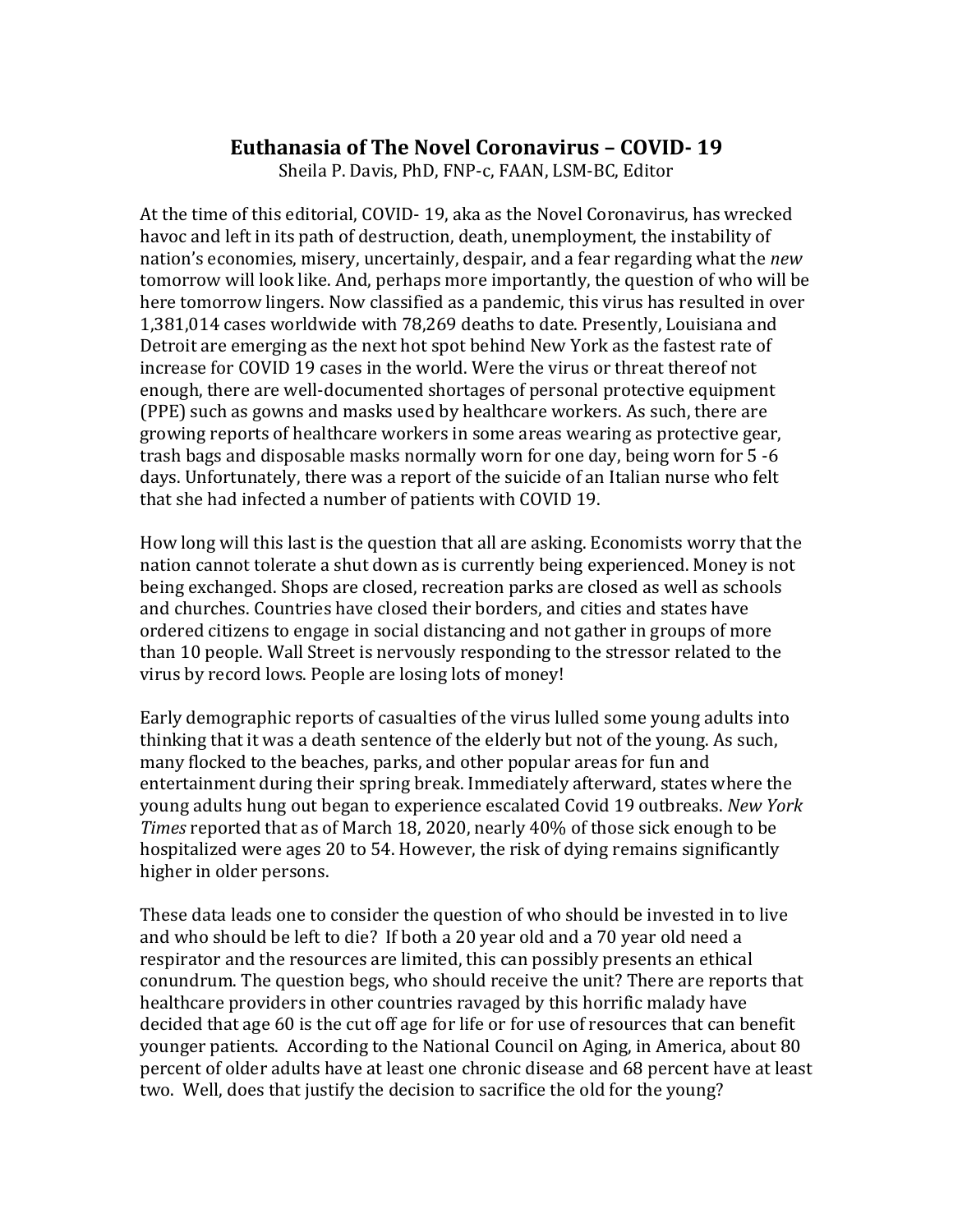# Euthanasia of The Novel Coronavirus – COVID- 19

Sheila P. Davis, PhD, FNP-c, FAAN, LSM-BC, Editor

At the time of this editorial, COVID- 19, aka as the Novel Coronavirus, has wrecked havoc and left in its path of destruction, death, unemployment, the instability of nation's economies, misery, uncertainly, despair, and a fear regarding what the *new* tomorrow will look like. And, perhaps more importantly, the question of who will be here tomorrow lingers. Now classified as a pandemic, this virus has resulted in over 1,381,014 cases worldwide with 78,269 deaths to date. Presently, Louisiana and Detroit are emerging as the next hot spot behind New York as the fastest rate of increase for COVID 19 cases in the world. Were the virus or threat thereof not enough, there are well-documented shortages of personal protective equipment (PPE) such as gowns and masks used by healthcare workers. As such, there are growing reports of healthcare workers in some areas wearing as protective gear, trash bags and disposable masks normally worn for one day, being worn for 5 -6 days. Unfortunately, there was a report of the suicide of an Italian nurse who felt that she had infected a number of patients with COVID 19.

How long will this last is the question that all are asking. Economists worry that the nation cannot tolerate a shut down as is currently being experienced. Money is not being exchanged. Shops are closed, recreation parks are closed as well as schools and churches. Countries have closed their borders, and cities and states have ordered citizens to engage in social distancing and not gather in groups of more than 10 people. Wall Street is nervously responding to the stressor related to the virus by record lows. People are losing lots of money!

Early demographic reports of casualties of the virus lulled some young adults into thinking that it was a death sentence of the elderly but not of the young. As such, many flocked to the beaches, parks, and other popular areas for fun and entertainment during their spring break. Immediately afterward, states where the young adults hung out began to experience escalated Covid 19 outbreaks. *New York Times* reported that as of March 18, 2020, nearly 40% of those sick enough to be hospitalized were ages 20 to 54. However, the risk of dying remains significantly higher in older persons.

These data leads one to consider the question of who should be invested in to live and who should be left to die? If both a 20 year old and a 70 year old need a respirator and the resources are limited, this can possibly presents an ethical conundrum. The question begs, who should receive the unit? There are reports that healthcare providers in other countries ravaged by this horrific malady have decided that age 60 is the cut off age for life or for use of resources that can benefit younger patients. According to the National Council on Aging, in America, about 80 percent of older adults have at least one chronic disease and 68 percent have at least two. Well, does that justify the decision to sacrifice the old for the young?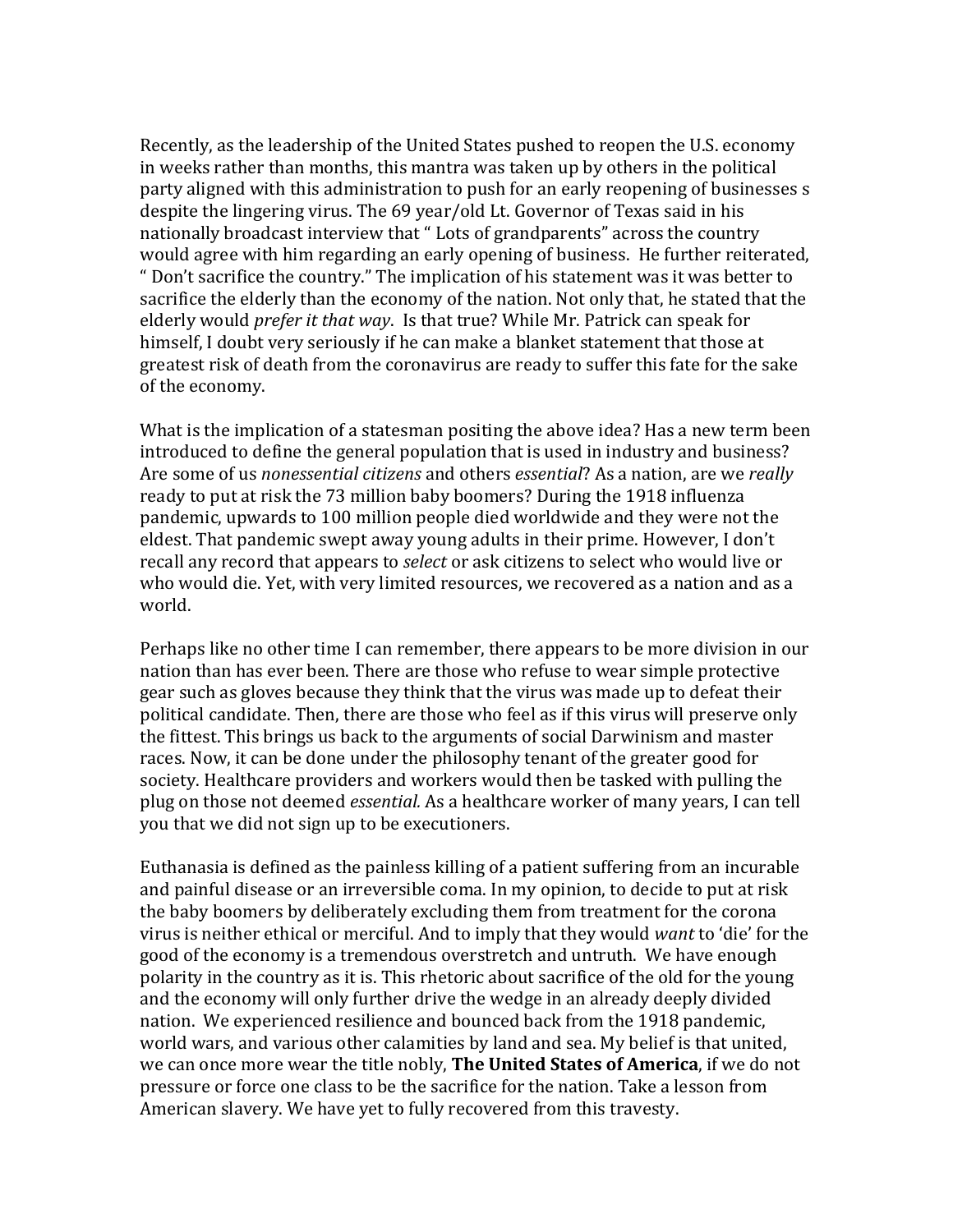Recently, as the leadership of the United States pushed to reopen the U.S. economy in weeks rather than months, this mantra was taken up by others in the political party aligned with this administration to push for an early reopening of businesses s despite the lingering virus. The 69 year/old Lt. Governor of Texas said in his nationally broadcast interview that " Lots of grandparents" across the country would agree with him regarding an early opening of business. He further reiterated, " Don't sacrifice the country." The implication of his statement was it was better to sacrifice the elderly than the economy of the nation. Not only that, he stated that the elderly would *prefer it that way*. Is that true? While Mr. Patrick can speak for himself, I doubt very seriously if he can make a blanket statement that those at greatest risk of death from the coronavirus are ready to suffer this fate for the sake of the economy.

What is the implication of a statesman positing the above idea? Has a new term been introduced to define the general population that is used in industry and business? Are some of us *nonessential citizens* and others *essential*? As a nation, are we *really* ready to put at risk the 73 million baby boomers? During the 1918 influenza pandemic, upwards to 100 million people died worldwide and they were not the eldest. That pandemic swept away young adults in their prime. However, I don't recall any record that appears to *select* or ask citizens to select who would live or who would die. Yet, with very limited resources, we recovered as a nation and as a world.

Perhaps like no other time I can remember, there appears to be more division in our nation than has ever been. There are those who refuse to wear simple protective gear such as gloves because they think that the virus was made up to defeat their political candidate. Then, there are those who feel as if this virus will preserve only the fittest. This brings us back to the arguments of social Darwinism and master races. Now, it can be done under the philosophy tenant of the greater good for society. Healthcare providers and workers would then be tasked with pulling the plug on those not deemed *essential.* As a healthcare worker of many years, I can tell you that we did not sign up to be executioners.

Euthanasia is defined as the painless killing of a patient suffering from an incurable and painful disease or an irreversible coma. In my opinion, to decide to put at risk the baby boomers by deliberately excluding them from treatment for the corona virus is neither ethical or merciful. And to imply that they would *want* to 'die' for the good of the economy is a tremendous overstretch and untruth. We have enough polarity in the country as it is. This rhetoric about sacrifice of the old for the young and the economy will only further drive the wedge in an already deeply divided nation. We experienced resilience and bounced back from the 1918 pandemic, world wars, and various other calamities by land and sea. My belief is that united, we can once more wear the title nobly, **The United States of America**, if we do not pressure or force one class to be the sacrifice for the nation. Take a lesson from American slavery. We have yet to fully recovered from this travesty.